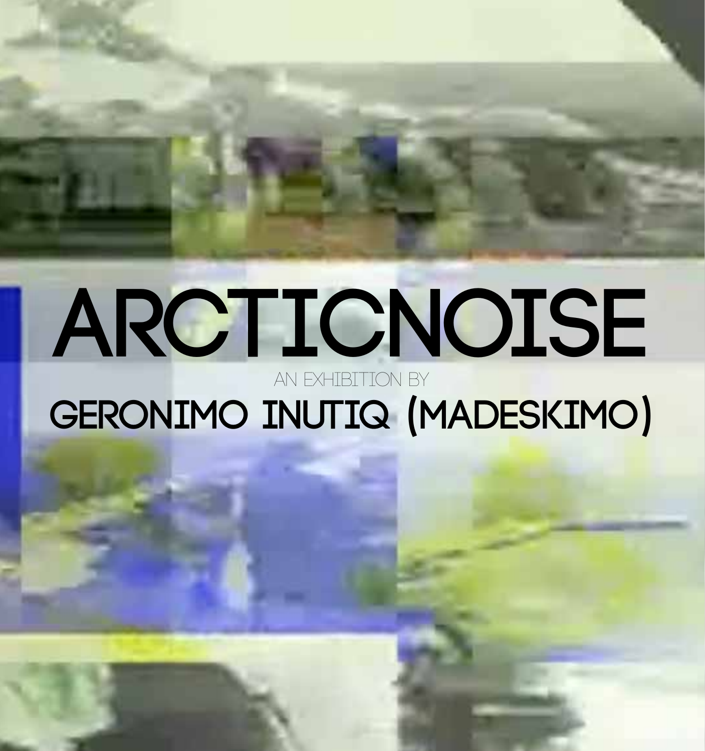# ARCTICNOISE

AN EXHIBITION BY

## GERONIMO INUTIQ (MADESKIMO)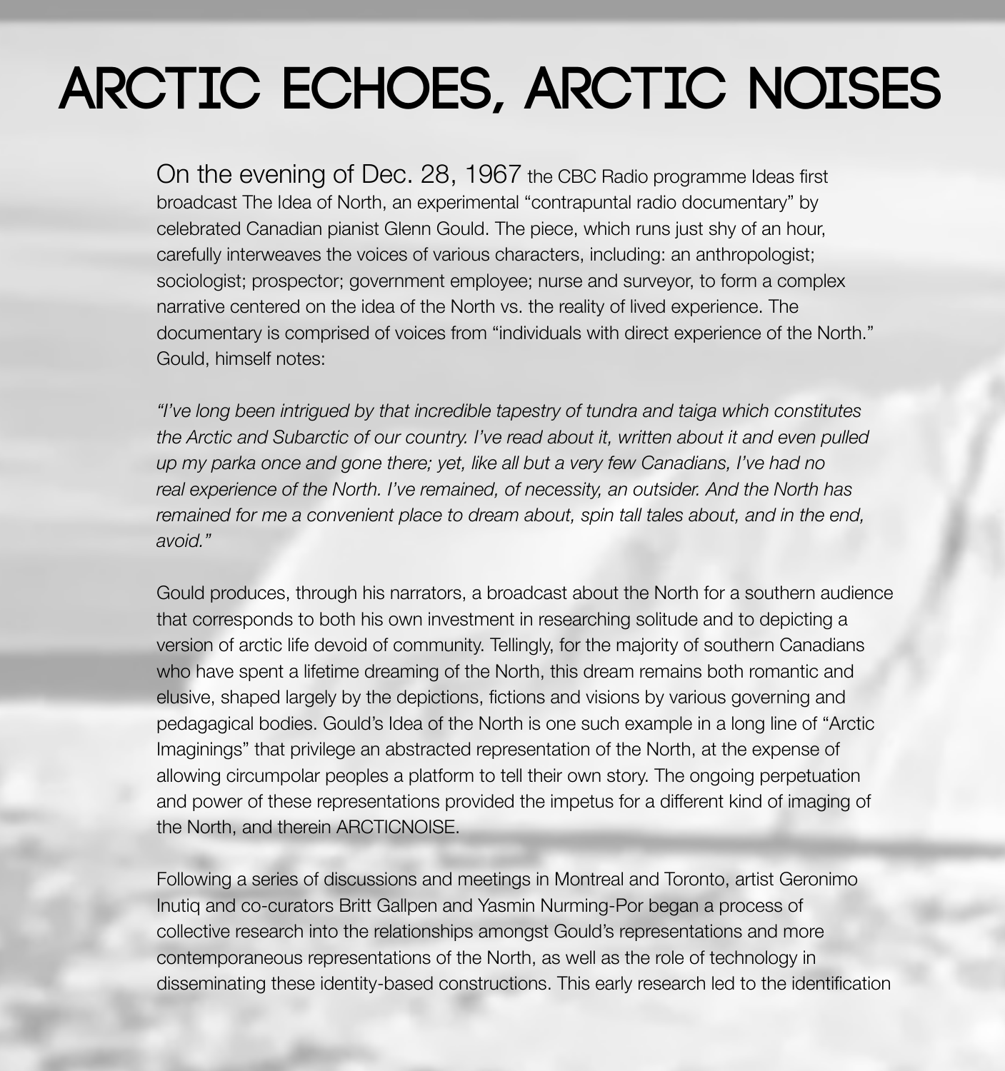# ARCTIC ECHOES, ARCTIC NOISES

On the evening of Dec. 28, 1967 the CBC Radio programme Ideas first broadcast The Idea of North, an experimental "contrapuntal radio documentary" by celebrated Canadian pianist Glenn Gould. The piece, which runs just shy of an hour, carefully interweaves the voices of various characters, including: an anthropologist; sociologist; prospector; government employee; nurse and surveyor, to form a complex narrative centered on the idea of the North vs. the reality of lived experience. The documentary is comprised of voices from "individuals with direct experience of the North." Gould, himself notes:

*"I've long been intrigued by that incredible tapestry of tundra and taiga which constitutes the Arctic and Subarctic of our country. I've read about it, written about it and even pulled up my parka once and gone there; yet, like all but a very few Canadians, I've had no real experience of the North. I've remained, of necessity, an outsider. And the North has remained for me a convenient place to dream about, spin tall tales about, and in the end, avoid."*

Gould produces, through his narrators, a broadcast about the North for a southern audience that corresponds to both his own investment in researching solitude and to depicting a version of arctic life devoid of community. Tellingly, for the majority of southern Canadians who have spent a lifetime dreaming of the North, this dream remains both romantic and elusive, shaped largely by the depictions, fictions and visions by various governing and pedagagical bodies. Gould's Idea of the North is one such example in a long line of "Arctic Imaginings" that privilege an abstracted representation of the North, at the expense of allowing circumpolar peoples a platform to tell their own story. The ongoing perpetuation and power of these representations provided the impetus for a different kind of imaging of the North, and therein ARCTICNOISE.

Following a series of discussions and meetings in Montreal and Toronto, artist Geronimo Inutiq and co-curators Britt Gallpen and Yasmin Nurming-Por began a process of collective research into the relationships amongst Gould's representations and more contemporaneous representations of the North, as well as the role of technology in disseminating these identity-based constructions. This early research led to the identification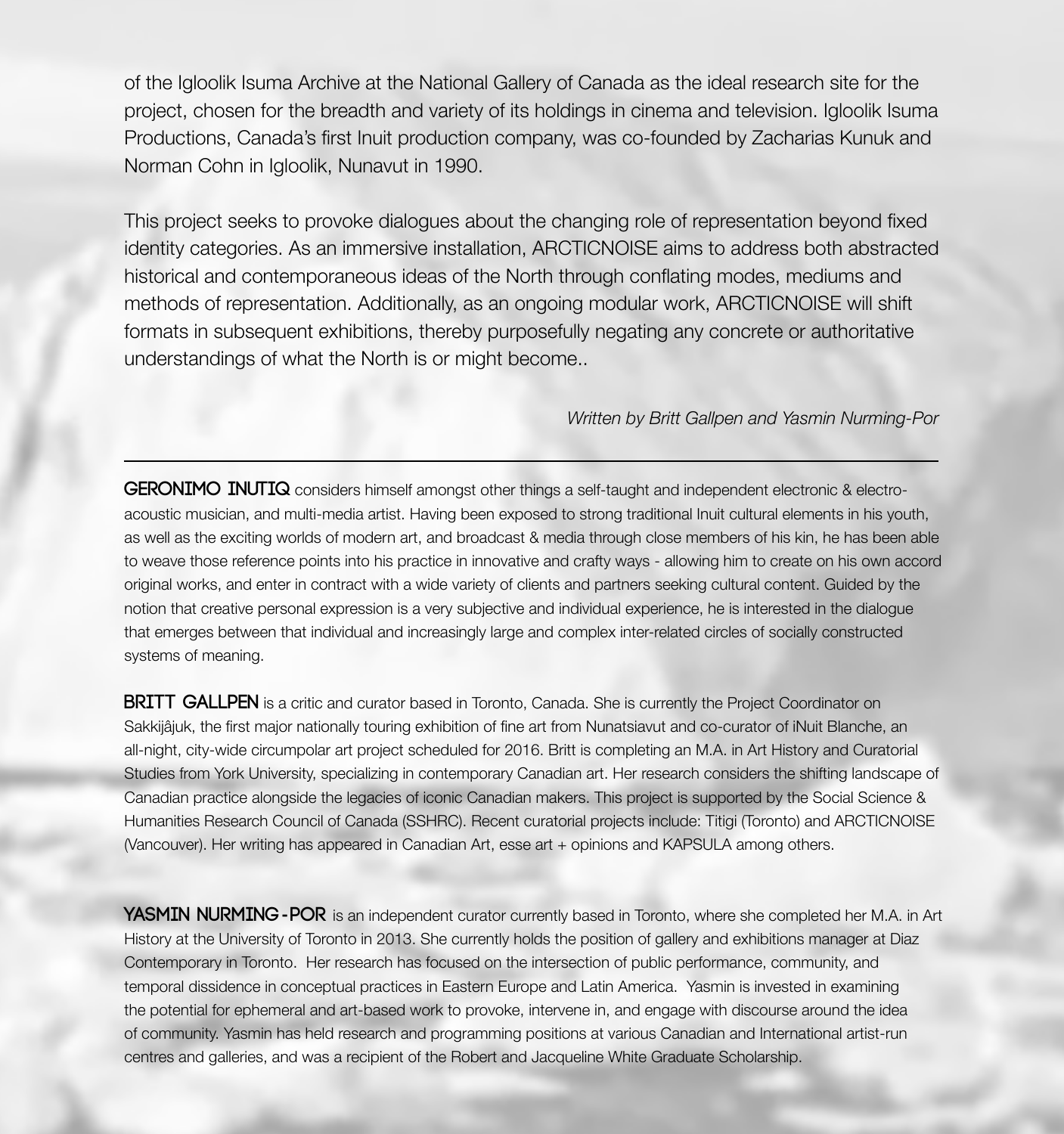of the Igloolik Isuma Archive at the National Gallery of Canada as the ideal research site for the project, chosen for the breadth and variety of its holdings in cinema and television. Igloolik Isuma Productions, Canada's first Inuit production company, was co-founded by Zacharias Kunuk and Norman Cohn in Igloolik, Nunavut in 1990.

This project seeks to provoke dialogues about the changing role of representation beyond fixed identity categories. As an immersive installation, ARCTICNOISE aims to address both abstracted historical and contemporaneous ideas of the North through conflating modes, mediums and methods of representation. Additionally, as an ongoing modular work, ARCTICNOISE will shift formats in subsequent exhibitions, thereby purposefully negating any concrete or authoritative understandings of what the North is or might become..

*Written by Britt Gallpen and Yasmin Nurming-Por*

---

**GERONIMO INUTIQ** considers himself amongst other things a self-taught and independent electronic & electro-acoustic musician, and multi-media artist. Having been exposed to strong traditional Inuit cultural elements in his youth, as well as the exciting worlds of modern art, and broadcast & media through close members of his kin, he has been able to weave those reference points into his practice in innovative and crafty ways - allowing him to create on his own accord original works, and enter in contract with a wide variety of clients and partners seeking cultural content. Guided by the notion that creative personal expression is a very subjective and individual experience, he is interested in the dialogue that emerges between that individual and increasingly large and complex inter-related circles of socially constructed systems of meaning.

**BRITT GALLPEN** is a critic and curator based in Toronto, Canada. She is currently the Project Coordinator on Sakkijâjuk, the first major nationally touring exhibition of fine art from Nunatsiavut and co-curator of iNuit Blanche, an all-night, city-wide circumpolar art project scheduled for 2016. Britt is completing an M.A. in Art History and Curatorial Studies from York University, specializing in contemporary Canadian art. Her research considers the shifting landscape of Canadian practice alongside the legacies of iconic Canadian makers. This project is supported by the Social Science & Humanities Research Council of Canada (SSHRC). Recent curatorial projects include: Titigi (Toronto) and ARCTICNOISE (Vancouver). Her writing has appeared in Canadian Art, esse art + opinions and KAPSULA among others.

**YASMIN NURMING-POR** is an independent curator currently based in Toronto, where she completed her M.A. in Art History at the University of Toronto in 2013. She currently holds the position of gallery and exhibitions manager at Diaz Contemporary in Toronto. Her research has focused on the intersection of public performance, community, and temporal dissidence in conceptual practices in Eastern Europe and Latin America. Yasmin is invested in examining the potential for ephemeral and art-based work to provoke, intervene in, and engage with discourse around the idea of community. Yasmin has held research and programming positions at various Canadian and International artist-run centres and galleries, and was a recipient of the Robert and Jacqueline White Graduate Scholarship.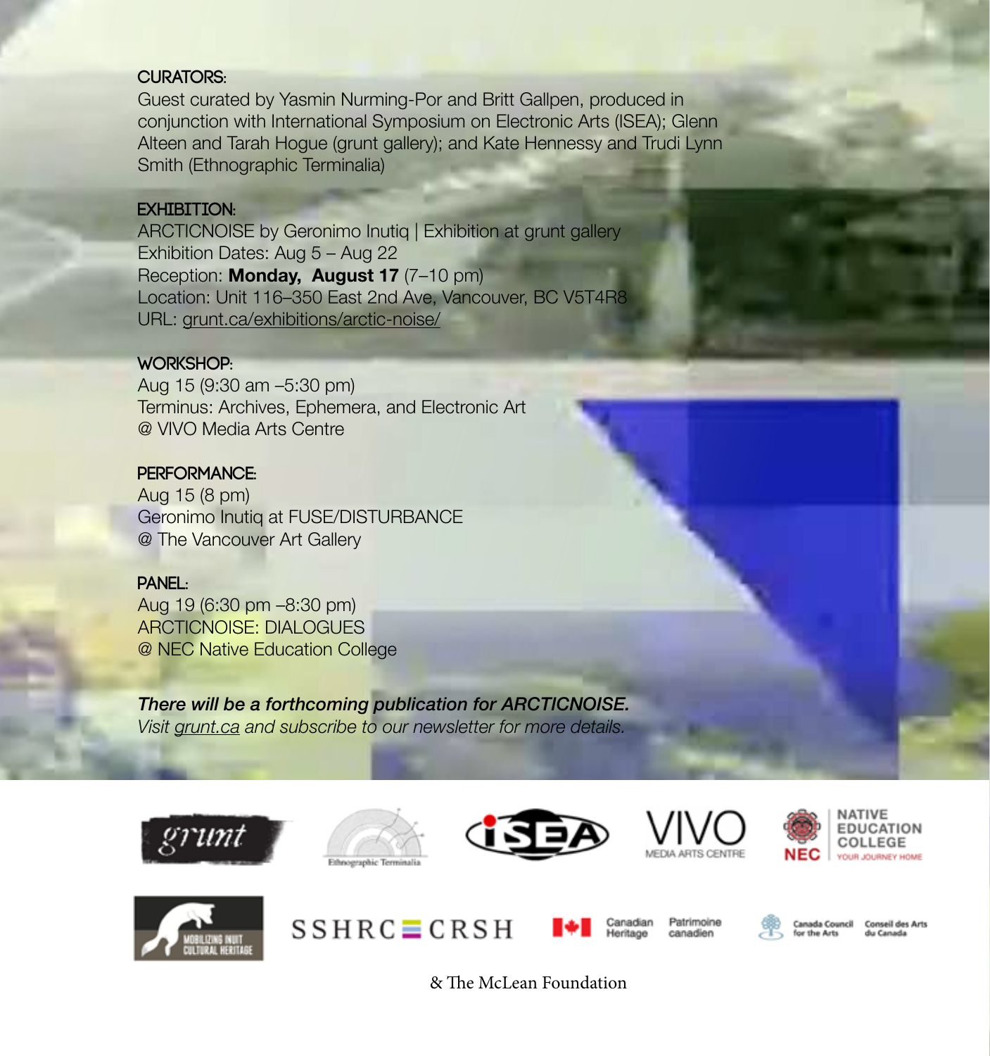CURATORS:
Guest curated by Yasmin Nurming-Por and Britt Gallpen, produced in conjunction with International Symposium on Electronic Arts (ISEA); Glenn Alteen and Tarah Hogue (grunt gallery); and Kate Hennessy and Trudi Lynn Smith (Ethnographic Terminalia)

EXHIBITION:
ARCTICNOISE by Geronimo Inutiq | Exhibition at grunt gallery
Exhibition Dates: Aug 5 – Aug 22
Reception: **Monday, August 17** (7–10 pm)
Location: Unit 116–350 East 2nd Ave, Vancouver, BC V5T4R8
URL: grunt.ca/exhibitions/arctic-noise/

WORKSHOP:
Aug 15 (9:30 am –5:30 pm)
Terminus: Archives, Ephemera, and Electronic Art
@ VIVO Media Arts Centre

PERFORMANCE:
Aug 15 (8 pm)
Geronimo Inutiq at FUSE/DISTURBANCE
@ The Vancouver Art Gallery

PANEL:
Aug 19 (6:30 pm –8:30 pm)
ARCTICNOISE: DIALOGUES
@ NEC Native Education College

***There will be a forthcoming publication for ARCTICNOISE.***
*Visit grunt.ca and subscribe to our newsletter for more details.*

grunt | Ethnographic Terminalia | ISEA | VIVO MEDIA ARTS CENTRE | NEC NATIVE EDUCATION COLLEGE YOUR JOURNEY HOME

MOBILIZING INUIT CULTURAL HERITAGE | SSHRC CRSH | Canadian Heritage Patrimoine canadien | Canada Council for the Arts Conseil des Arts du Canada

& The McLean Foundation